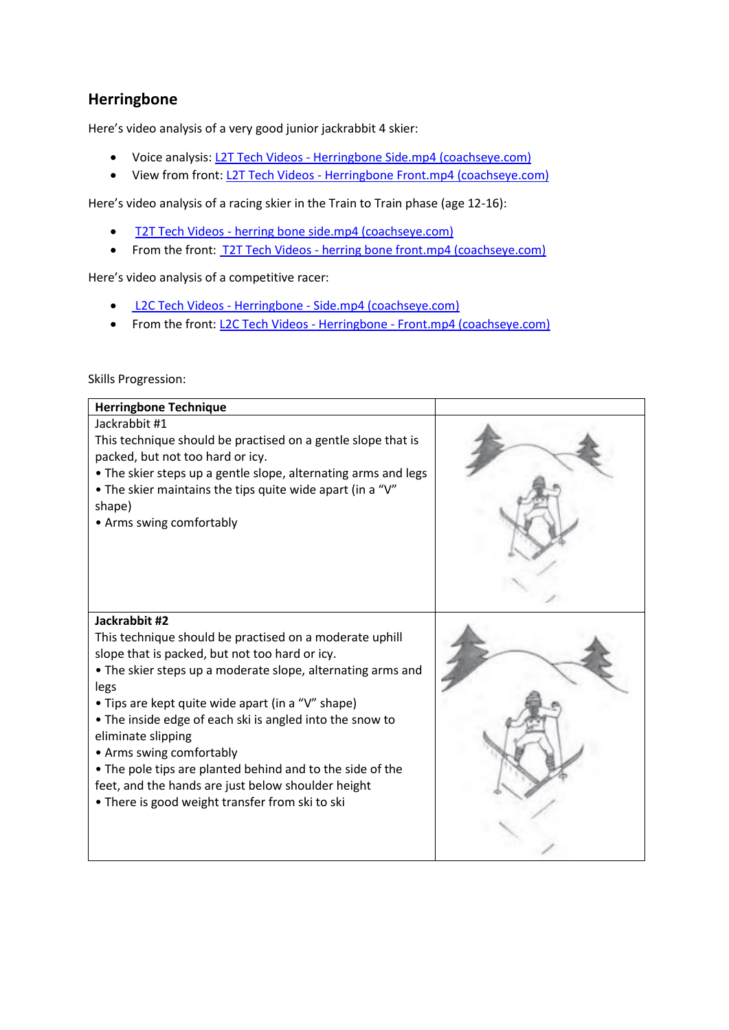## Herringbone

Here's video analysis of a very good junior jackrabbit 4 skier:

- Voice analysis: L2T Tech Videos - Herringbone Side.mp4 (coachseye.com)
- View from front: L2T Tech Videos - Herringbone Front.mp4 (coachseye.com)

Here's video analysis of a racing skier in the Train to Train phase (age 12-16):

- T2T Tech Videos - herring bone side.mp4 (coachseye.com)
- From the front: T2T Tech Videos - herring bone front.mp4 (coachseye.com)

Here's video analysis of a competitive racer:

- L2C Tech Videos - Herringbone - Side.mp4 (coachseye.com)
- From the front: L2C Tech Videos - Herringbone - Front.mp4 (coachseye.com)

Skills Progression:

| **Herringbone Technique** | |
|---|---|
| Jackrabbit #1<br>This technique should be practised on a gentle slope that is packed, but not too hard or icy.<br>• The skier steps up a gentle slope, alternating arms and legs<br>• The skier maintains the tips quite wide apart (in a "V" shape)<br>• Arms swing comfortably | |
| **Jackrabbit #2**<br>This technique should be practised on a moderate uphill slope that is packed, but not too hard or icy.<br>• The skier steps up a moderate slope, alternating arms and legs<br>• Tips are kept quite wide apart (in a "V" shape)<br>• The inside edge of each ski is angled into the snow to eliminate slipping<br>• Arms swing comfortably<br>• The pole tips are planted behind and to the side of the feet, and the hands are just below shoulder height<br>• There is good weight transfer from ski to ski | |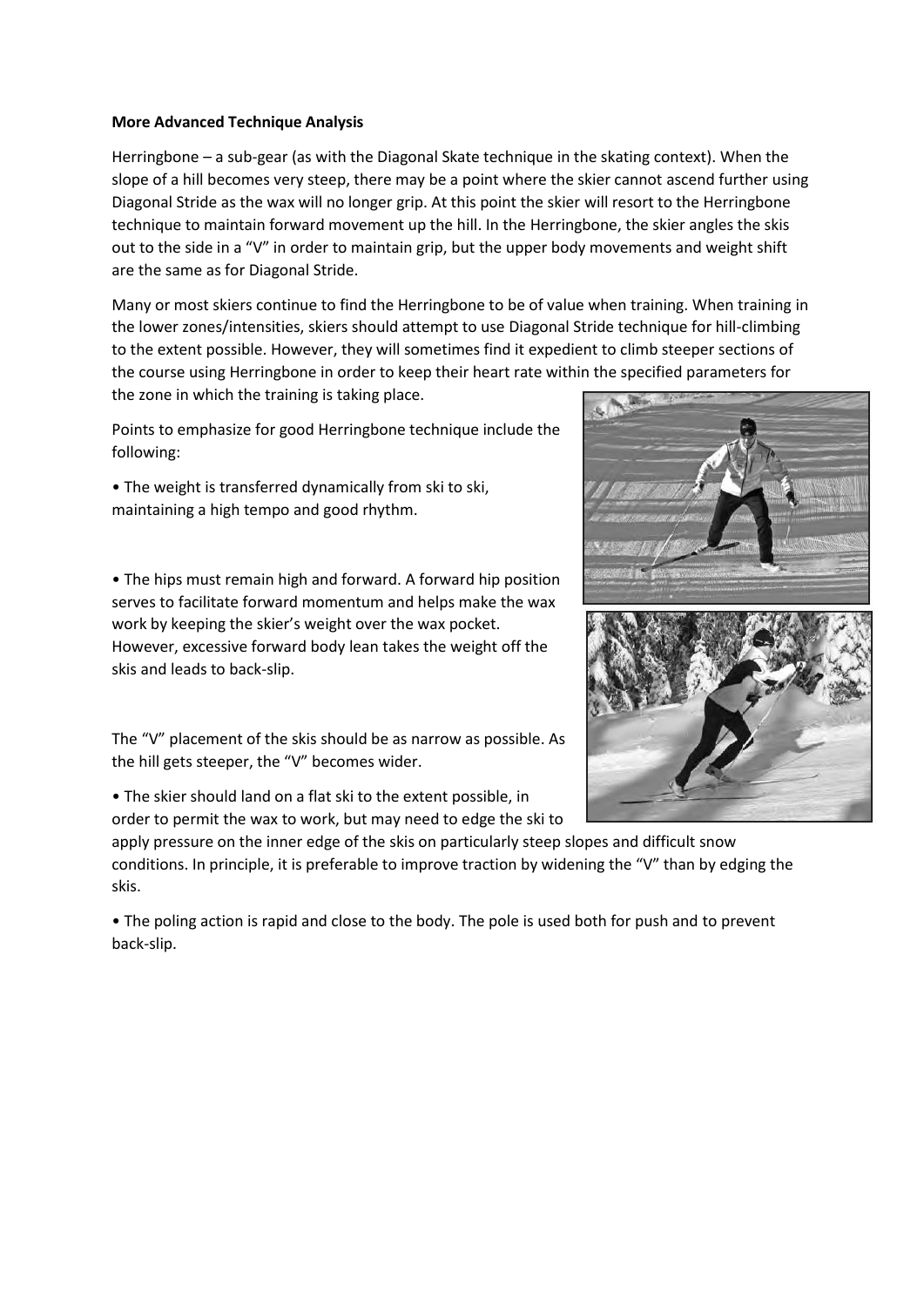**More Advanced Technique Analysis**

Herringbone – a sub-gear (as with the Diagonal Skate technique in the skating context). When the slope of a hill becomes very steep, there may be a point where the skier cannot ascend further using Diagonal Stride as the wax will no longer grip. At this point the skier will resort to the Herringbone technique to maintain forward movement up the hill. In the Herringbone, the skier angles the skis out to the side in a "V" in order to maintain grip, but the upper body movements and weight shift are the same as for Diagonal Stride.

Many or most skiers continue to find the Herringbone to be of value when training. When training in the lower zones/intensities, skiers should attempt to use Diagonal Stride technique for hill-climbing to the extent possible. However, they will sometimes find it expedient to climb steeper sections of the course using Herringbone in order to keep their heart rate within the specified parameters for the zone in which the training is taking place.

Points to emphasize for good Herringbone technique include the following:

• The weight is transferred dynamically from ski to ski, maintaining a high tempo and good rhythm.

• The hips must remain high and forward. A forward hip position serves to facilitate forward momentum and helps make the wax work by keeping the skier's weight over the wax pocket. However, excessive forward body lean takes the weight off the skis and leads to back-slip.

The "V" placement of the skis should be as narrow as possible. As the hill gets steeper, the "V" becomes wider.

• The skier should land on a flat ski to the extent possible, in order to permit the wax to work, but may need to edge the ski to apply pressure on the inner edge of the skis on particularly steep slopes and difficult snow conditions. In principle, it is preferable to improve traction by widening the "V" than by edging the skis.

• The poling action is rapid and close to the body. The pole is used both for push and to prevent back-slip.